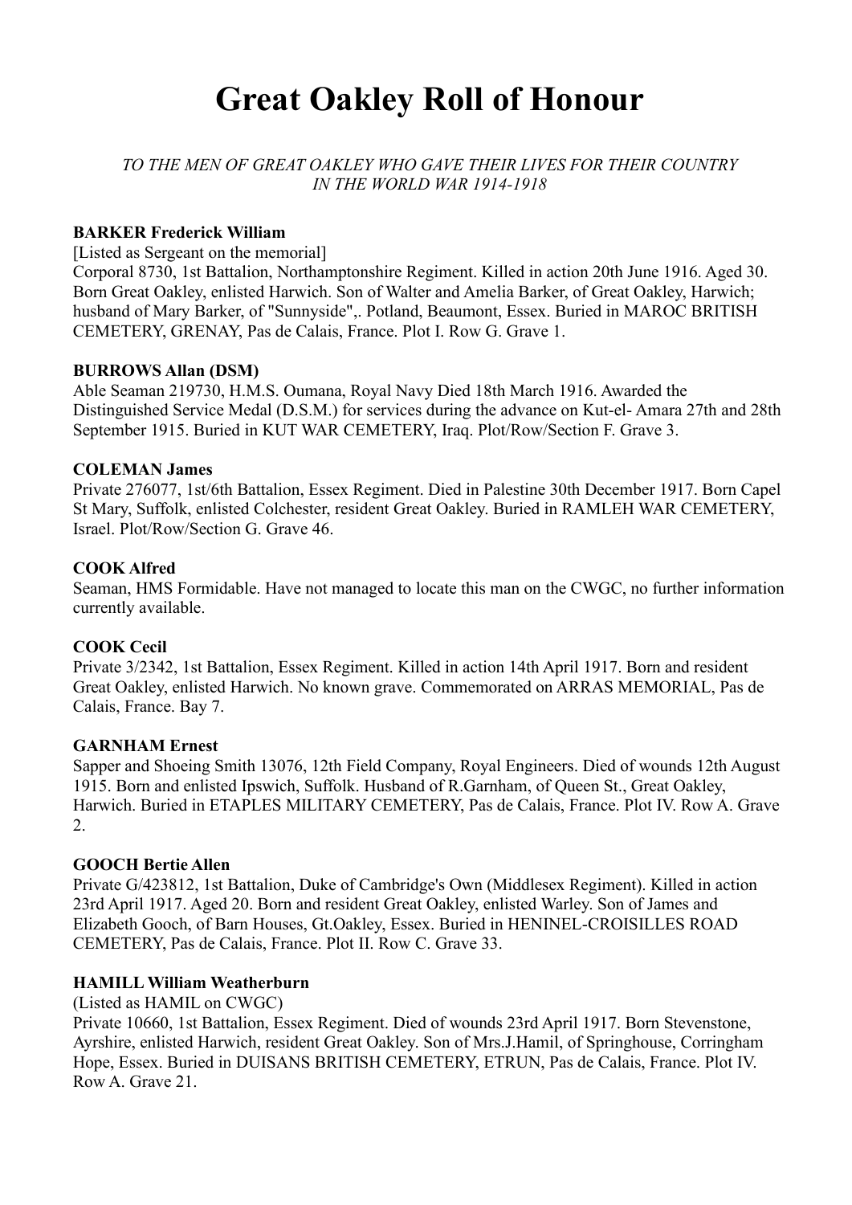# Great Oakley Roll of Honour

*TO THE MEN OF GREAT OAKLEY WHO GAVE THEIR LIVES FOR THEIR COUNTRY IN THE WORLD WAR 1914-1918*

**BARKER Frederick William**

[Listed as Sergeant on the memorial]

Corporal 8730, 1st Battalion, Northamptonshire Regiment. Killed in action 20th June 1916. Aged 30. Born Great Oakley, enlisted Harwich. Son of Walter and Amelia Barker, of Great Oakley, Harwich; husband of Mary Barker, of "Sunnyside",. Potland, Beaumont, Essex. Buried in MAROC BRITISH CEMETERY, GRENAY, Pas de Calais, France. Plot I. Row G. Grave 1.

**BURROWS Allan (DSM)**

Able Seaman 219730, H.M.S. Oumana, Royal Navy Died 18th March 1916. Awarded the Distinguished Service Medal (D.S.M.) for services during the advance on Kut-el- Amara 27th and 28th September 1915. Buried in KUT WAR CEMETERY, Iraq. Plot/Row/Section F. Grave 3.

**COLEMAN James**

Private 276077, 1st/6th Battalion, Essex Regiment. Died in Palestine 30th December 1917. Born Capel St Mary, Suffolk, enlisted Colchester, resident Great Oakley. Buried in RAMLEH WAR CEMETERY, Israel. Plot/Row/Section G. Grave 46.

**COOK Alfred**

Seaman, HMS Formidable. Have not managed to locate this man on the CWGC, no further information currently available.

**COOK Cecil**

Private 3/2342, 1st Battalion, Essex Regiment. Killed in action 14th April 1917. Born and resident Great Oakley, enlisted Harwich. No known grave. Commemorated on ARRAS MEMORIAL, Pas de Calais, France. Bay 7.

**GARNHAM Ernest**

Sapper and Shoeing Smith 13076, 12th Field Company, Royal Engineers. Died of wounds 12th August 1915. Born and enlisted Ipswich, Suffolk. Husband of R.Garnham, of Queen St., Great Oakley, Harwich. Buried in ETAPLES MILITARY CEMETERY, Pas de Calais, France. Plot IV. Row A. Grave 2.

**GOOCH Bertie Allen**

Private G/423812, 1st Battalion, Duke of Cambridge's Own (Middlesex Regiment). Killed in action 23rd April 1917. Aged 20. Born and resident Great Oakley, enlisted Warley. Son of James and Elizabeth Gooch, of Barn Houses, Gt.Oakley, Essex. Buried in HENINEL-CROISILLES ROAD CEMETERY, Pas de Calais, France. Plot II. Row C. Grave 33.

**HAMILL William Weatherburn**

(Listed as HAMIL on CWGC)

Private 10660, 1st Battalion, Essex Regiment. Died of wounds 23rd April 1917. Born Stevenstone, Ayrshire, enlisted Harwich, resident Great Oakley. Son of Mrs.J.Hamil, of Springhouse, Corringham Hope, Essex. Buried in DUISANS BRITISH CEMETERY, ETRUN, Pas de Calais, France. Plot IV. Row A. Grave 21.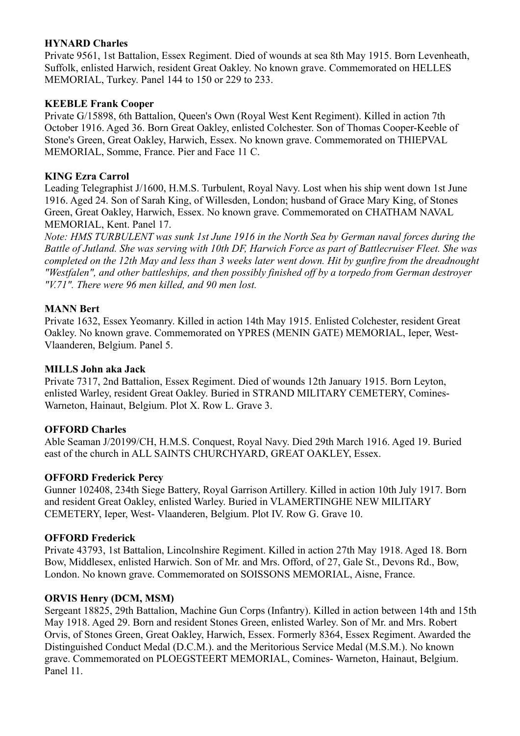**HYNARD Charles**
Private 9561, 1st Battalion, Essex Regiment. Died of wounds at sea 8th May 1915. Born Levenheath, Suffolk, enlisted Harwich, resident Great Oakley. No known grave. Commemorated on HELLES MEMORIAL, Turkey. Panel 144 to 150 or 229 to 233.

**KEEBLE Frank Cooper**
Private G/15898, 6th Battalion, Queen's Own (Royal West Kent Regiment). Killed in action 7th October 1916. Aged 36. Born Great Oakley, enlisted Colchester. Son of Thomas Cooper-Keeble of Stone's Green, Great Oakley, Harwich, Essex. No known grave. Commemorated on THIEPVAL MEMORIAL, Somme, France. Pier and Face 11 C.

**KING Ezra Carrol**
Leading Telegraphist J/1600, H.M.S. Turbulent, Royal Navy. Lost when his ship went down 1st June 1916. Aged 24. Son of Sarah King, of Willesden, London; husband of Grace Mary King, of Stones Green, Great Oakley, Harwich, Essex. No known grave. Commemorated on CHATHAM NAVAL MEMORIAL, Kent. Panel 17.
*Note: HMS TURBULENT was sunk 1st June 1916 in the North Sea by German naval forces during the Battle of Jutland. She was serving with 10th DF, Harwich Force as part of Battlecruiser Fleet. She was completed on the 12th May and less than 3 weeks later went down. Hit by gunfire from the dreadnought "Westfalen", and other battleships, and then possibly finished off by a torpedo from German destroyer "V.71". There were 96 men killed, and 90 men lost.*

**MANN Bert**
Private 1632, Essex Yeomanry. Killed in action 14th May 1915. Enlisted Colchester, resident Great Oakley. No known grave. Commemorated on YPRES (MENIN GATE) MEMORIAL, Ieper, West-Vlaanderen, Belgium. Panel 5.

**MILLS John aka Jack**
Private 7317, 2nd Battalion, Essex Regiment. Died of wounds 12th January 1915. Born Leyton, enlisted Warley, resident Great Oakley. Buried in STRAND MILITARY CEMETERY, Comines-Warneton, Hainaut, Belgium. Plot X. Row L. Grave 3.

**OFFORD Charles**
Able Seaman J/20199/CH, H.M.S. Conquest, Royal Navy. Died 29th March 1916. Aged 19. Buried east of the church in ALL SAINTS CHURCHYARD, GREAT OAKLEY, Essex.

**OFFORD Frederick Percy**
Gunner 102408, 234th Siege Battery, Royal Garrison Artillery. Killed in action 10th July 1917. Born and resident Great Oakley, enlisted Warley. Buried in VLAMERTINGHE NEW MILITARY CEMETERY, Ieper, West- Vlaanderen, Belgium. Plot IV. Row G. Grave 10.

**OFFORD Frederick**
Private 43793, 1st Battalion, Lincolnshire Regiment. Killed in action 27th May 1918. Aged 18. Born Bow, Middlesex, enlisted Harwich. Son of Mr. and Mrs. Offord, of 27, Gale St., Devons Rd., Bow, London. No known grave. Commemorated on SOISSONS MEMORIAL, Aisne, France.

**ORVIS Henry (DCM, MSM)**
Sergeant 18825, 29th Battalion, Machine Gun Corps (Infantry). Killed in action between 14th and 15th May 1918. Aged 29. Born and resident Stones Green, enlisted Warley. Son of Mr. and Mrs. Robert Orvis, of Stones Green, Great Oakley, Harwich, Essex. Formerly 8364, Essex Regiment. Awarded the Distinguished Conduct Medal (D.C.M.). and the Meritorious Service Medal (M.S.M.). No known grave. Commemorated on PLOEGSTEERT MEMORIAL, Comines- Warneton, Hainaut, Belgium. Panel 11.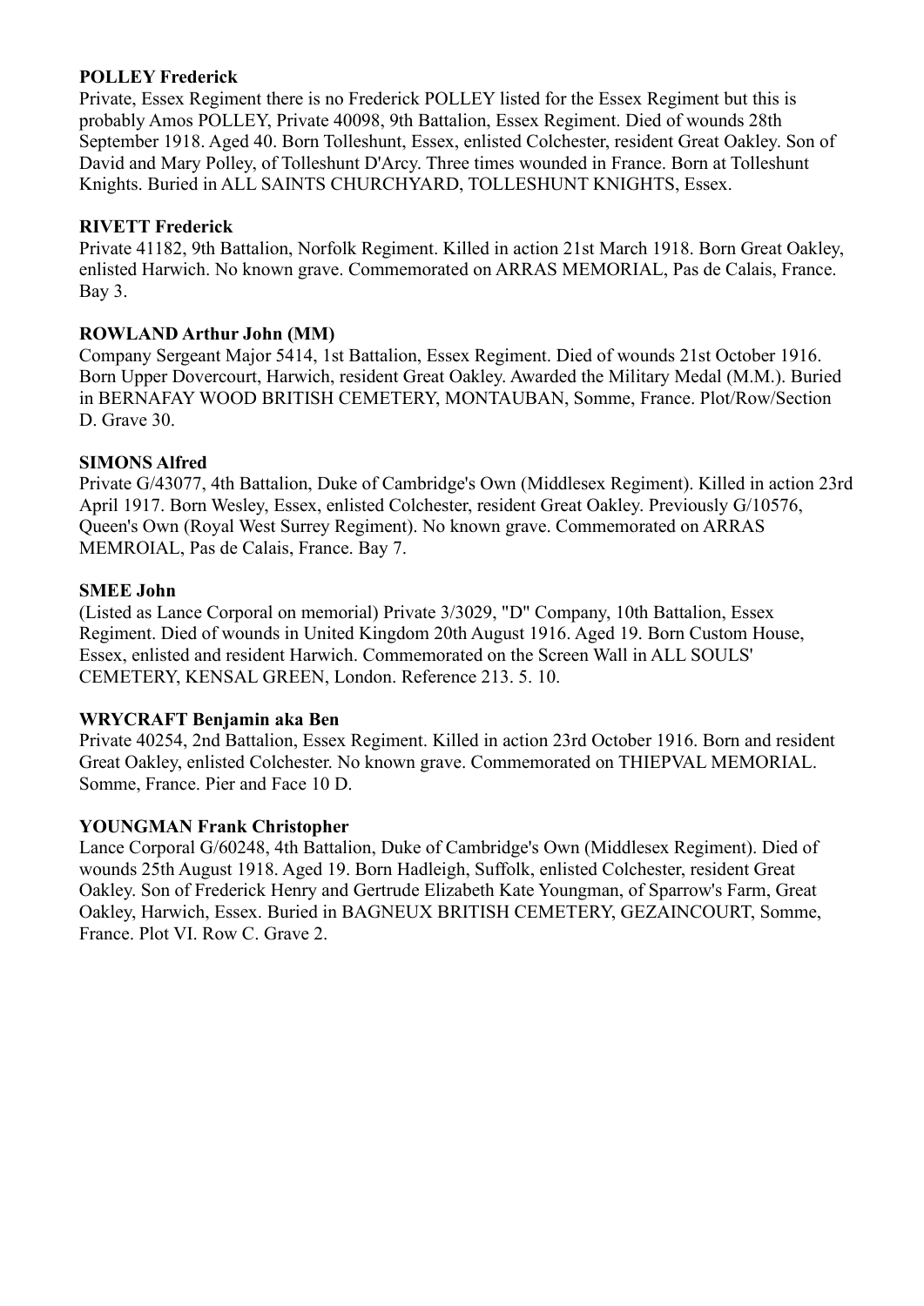**POLLEY Frederick**
Private, Essex Regiment there is no Frederick POLLEY listed for the Essex Regiment but this is probably Amos POLLEY, Private 40098, 9th Battalion, Essex Regiment. Died of wounds 28th September 1918. Aged 40. Born Tolleshunt, Essex, enlisted Colchester, resident Great Oakley. Son of David and Mary Polley, of Tolleshunt D'Arcy. Three times wounded in France. Born at Tolleshunt Knights. Buried in ALL SAINTS CHURCHYARD, TOLLESHUNT KNIGHTS, Essex.

**RIVETT Frederick**
Private 41182, 9th Battalion, Norfolk Regiment. Killed in action 21st March 1918. Born Great Oakley, enlisted Harwich. No known grave. Commemorated on ARRAS MEMORIAL, Pas de Calais, France. Bay 3.

**ROWLAND Arthur John (MM)**
Company Sergeant Major 5414, 1st Battalion, Essex Regiment. Died of wounds 21st October 1916. Born Upper Dovercourt, Harwich, resident Great Oakley. Awarded the Military Medal (M.M.). Buried in BERNAFAY WOOD BRITISH CEMETERY, MONTAUBAN, Somme, France. Plot/Row/Section D. Grave 30.

**SIMONS Alfred**
Private G/43077, 4th Battalion, Duke of Cambridge's Own (Middlesex Regiment). Killed in action 23rd April 1917. Born Wesley, Essex, enlisted Colchester, resident Great Oakley. Previously G/10576, Queen's Own (Royal West Surrey Regiment). No known grave. Commemorated on ARRAS MEMROIAL, Pas de Calais, France. Bay 7.

**SMEE John**
(Listed as Lance Corporal on memorial) Private 3/3029, "D" Company, 10th Battalion, Essex Regiment. Died of wounds in United Kingdom 20th August 1916. Aged 19. Born Custom House, Essex, enlisted and resident Harwich. Commemorated on the Screen Wall in ALL SOULS' CEMETERY, KENSAL GREEN, London. Reference 213. 5. 10.

**WRYCRAFT Benjamin aka Ben**
Private 40254, 2nd Battalion, Essex Regiment. Killed in action 23rd October 1916. Born and resident Great Oakley, enlisted Colchester. No known grave. Commemorated on THIEPVAL MEMORIAL. Somme, France. Pier and Face 10 D.

**YOUNGMAN Frank Christopher**
Lance Corporal G/60248, 4th Battalion, Duke of Cambridge's Own (Middlesex Regiment). Died of wounds 25th August 1918. Aged 19. Born Hadleigh, Suffolk, enlisted Colchester, resident Great Oakley. Son of Frederick Henry and Gertrude Elizabeth Kate Youngman, of Sparrow's Farm, Great Oakley, Harwich, Essex. Buried in BAGNEUX BRITISH CEMETERY, GEZAINCOURT, Somme, France. Plot VI. Row C. Grave 2.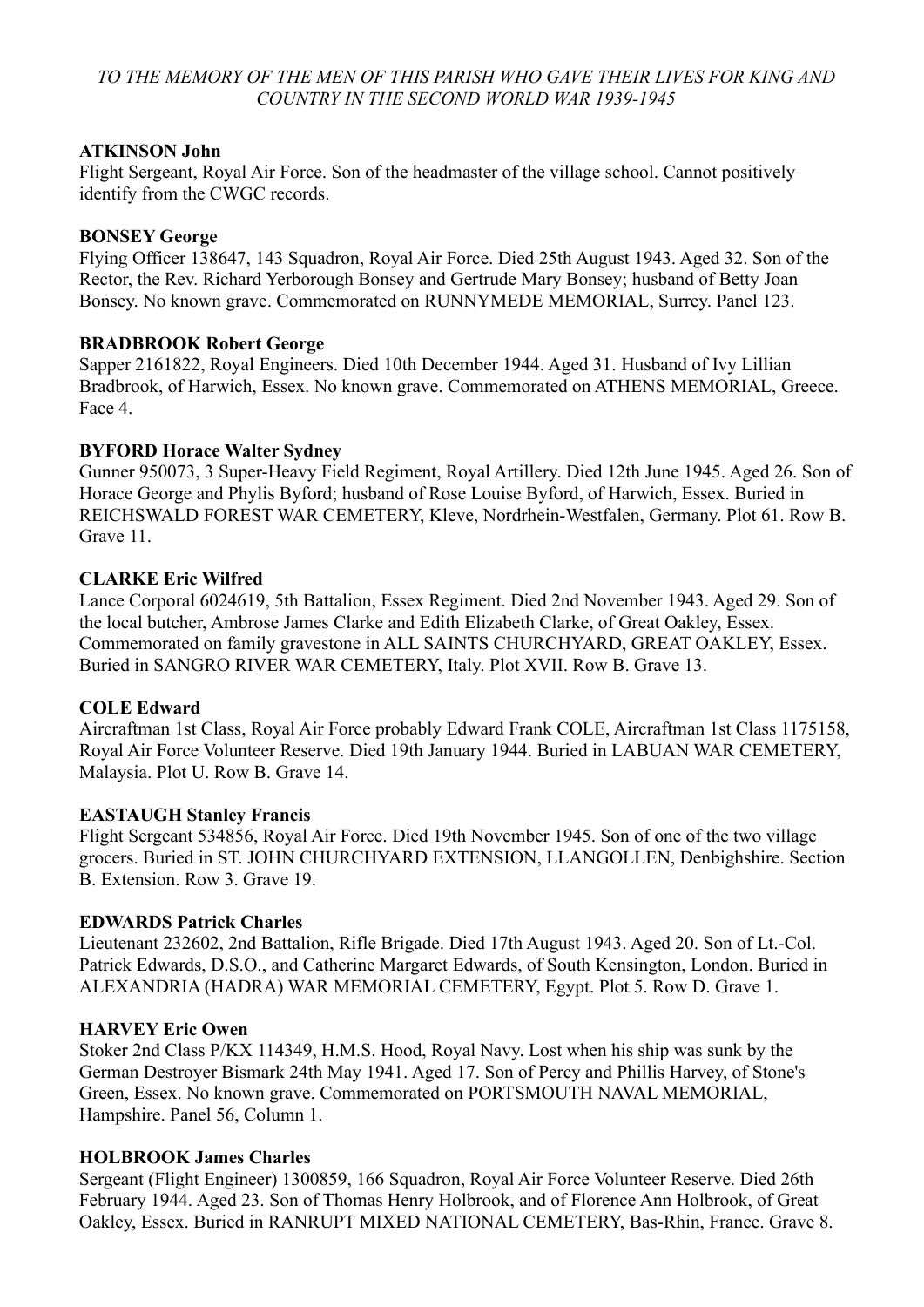*TO THE MEMORY OF THE MEN OF THIS PARISH WHO GAVE THEIR LIVES FOR KING AND COUNTRY IN THE SECOND WORLD WAR 1939-1945*

**ATKINSON John**
Flight Sergeant, Royal Air Force. Son of the headmaster of the village school. Cannot positively identify from the CWGC records.

**BONSEY George**
Flying Officer 138647, 143 Squadron, Royal Air Force. Died 25th August 1943. Aged 32. Son of the Rector, the Rev. Richard Yerborough Bonsey and Gertrude Mary Bonsey; husband of Betty Joan Bonsey. No known grave. Commemorated on RUNNYMEDE MEMORIAL, Surrey. Panel 123.

**BRADBROOK Robert George**
Sapper 2161822, Royal Engineers. Died 10th December 1944. Aged 31. Husband of Ivy Lillian Bradbrook, of Harwich, Essex. No known grave. Commemorated on ATHENS MEMORIAL, Greece. Face 4.

**BYFORD Horace Walter Sydney**
Gunner 950073, 3 Super-Heavy Field Regiment, Royal Artillery. Died 12th June 1945. Aged 26. Son of Horace George and Phylis Byford; husband of Rose Louise Byford, of Harwich, Essex. Buried in REICHSWALD FOREST WAR CEMETERY, Kleve, Nordrhein-Westfalen, Germany. Plot 61. Row B. Grave 11.

**CLARKE Eric Wilfred**
Lance Corporal 6024619, 5th Battalion, Essex Regiment. Died 2nd November 1943. Aged 29. Son of the local butcher, Ambrose James Clarke and Edith Elizabeth Clarke, of Great Oakley, Essex. Commemorated on family gravestone in ALL SAINTS CHURCHYARD, GREAT OAKLEY, Essex. Buried in SANGRO RIVER WAR CEMETERY, Italy. Plot XVII. Row B. Grave 13.

**COLE Edward**
Aircraftman 1st Class, Royal Air Force probably Edward Frank COLE, Aircraftman 1st Class 1175158, Royal Air Force Volunteer Reserve. Died 19th January 1944. Buried in LABUAN WAR CEMETERY, Malaysia. Plot U. Row B. Grave 14.

**EASTAUGH Stanley Francis**
Flight Sergeant 534856, Royal Air Force. Died 19th November 1945. Son of one of the two village grocers. Buried in ST. JOHN CHURCHYARD EXTENSION, LLANGOLLEN, Denbighshire. Section B. Extension. Row 3. Grave 19.

**EDWARDS Patrick Charles**
Lieutenant 232602, 2nd Battalion, Rifle Brigade. Died 17th August 1943. Aged 20. Son of Lt.-Col. Patrick Edwards, D.S.O., and Catherine Margaret Edwards, of South Kensington, London. Buried in ALEXANDRIA (HADRA) WAR MEMORIAL CEMETERY, Egypt. Plot 5. Row D. Grave 1.

**HARVEY Eric Owen**
Stoker 2nd Class P/KX 114349, H.M.S. Hood, Royal Navy. Lost when his ship was sunk by the German Destroyer Bismark 24th May 1941. Aged 17. Son of Percy and Phillis Harvey, of Stone's Green, Essex. No known grave. Commemorated on PORTSMOUTH NAVAL MEMORIAL, Hampshire. Panel 56, Column 1.

**HOLBROOK James Charles**
Sergeant (Flight Engineer) 1300859, 166 Squadron, Royal Air Force Volunteer Reserve. Died 26th February 1944. Aged 23. Son of Thomas Henry Holbrook, and of Florence Ann Holbrook, of Great Oakley, Essex. Buried in RANRUPT MIXED NATIONAL CEMETERY, Bas-Rhin, France. Grave 8.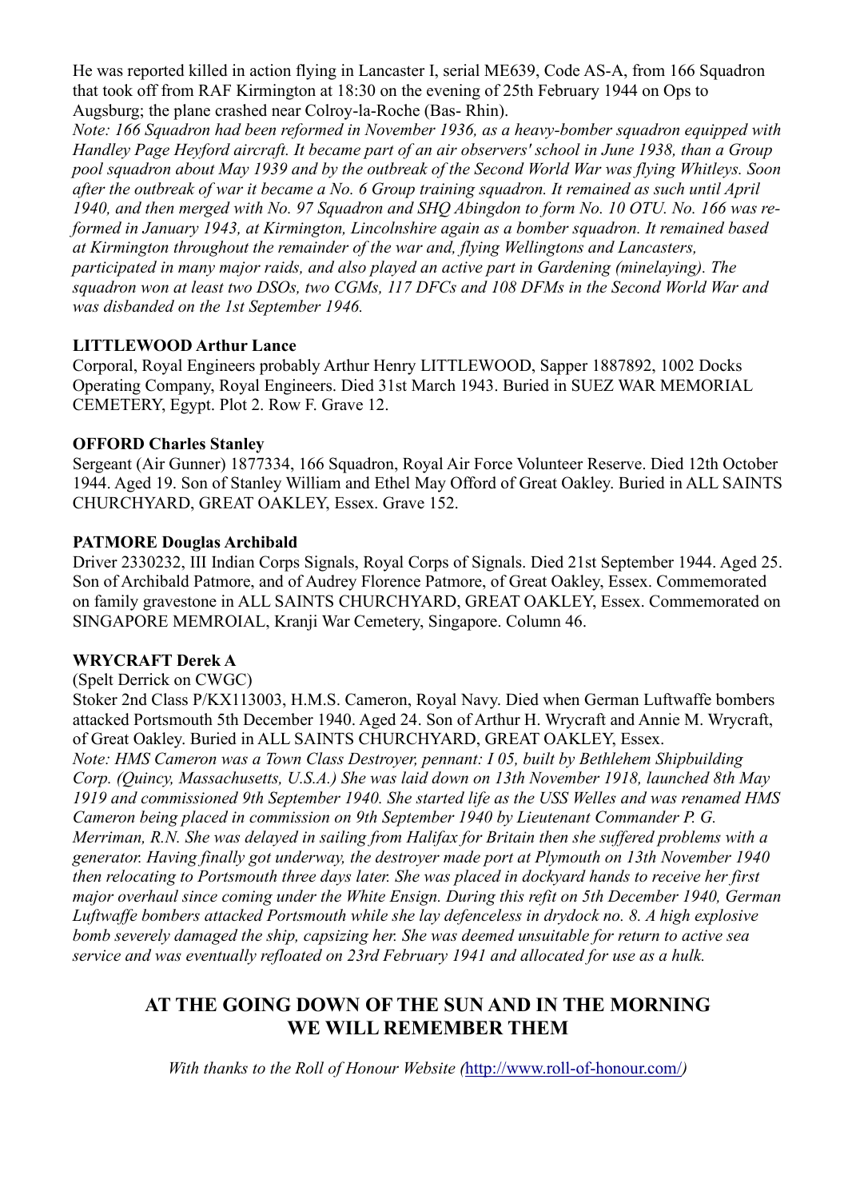He was reported killed in action flying in Lancaster I, serial ME639, Code AS-A, from 166 Squadron that took off from RAF Kirmington at 18:30 on the evening of 25th February 1944 on Ops to Augsburg; the plane crashed near Colroy-la-Roche (Bas- Rhin).

*Note: 166 Squadron had been reformed in November 1936, as a heavy-bomber squadron equipped with Handley Page Heyford aircraft. It became part of an air observers' school in June 1938, than a Group pool squadron about May 1939 and by the outbreak of the Second World War was flying Whitleys. Soon after the outbreak of war it became a No. 6 Group training squadron. It remained as such until April 1940, and then merged with No. 97 Squadron and SHQ Abingdon to form No. 10 OTU. No. 166 was re-formed in January 1943, at Kirmington, Lincolnshire again as a bomber squadron. It remained based at Kirmington throughout the remainder of the war and, flying Wellingtons and Lancasters, participated in many major raids, and also played an active part in Gardening (minelaying). The squadron won at least two DSOs, two CGMs, 117 DFCs and 108 DFMs in the Second World War and was disbanded on the 1st September 1946.*

**LITTLEWOOD Arthur Lance**

Corporal, Royal Engineers probably Arthur Henry LITTLEWOOD, Sapper 1887892, 1002 Docks Operating Company, Royal Engineers. Died 31st March 1943. Buried in SUEZ WAR MEMORIAL CEMETERY, Egypt. Plot 2. Row F. Grave 12.

**OFFORD Charles Stanley**

Sergeant (Air Gunner) 1877334, 166 Squadron, Royal Air Force Volunteer Reserve. Died 12th October 1944. Aged 19. Son of Stanley William and Ethel May Offord of Great Oakley. Buried in ALL SAINTS CHURCHYARD, GREAT OAKLEY, Essex. Grave 152.

**PATMORE Douglas Archibald**

Driver 2330232, III Indian Corps Signals, Royal Corps of Signals. Died 21st September 1944. Aged 25. Son of Archibald Patmore, and of Audrey Florence Patmore, of Great Oakley, Essex. Commemorated on family gravestone in ALL SAINTS CHURCHYARD, GREAT OAKLEY, Essex. Commemorated on SINGAPORE MEMROIAL, Kranji War Cemetery, Singapore. Column 46.

**WRYCRAFT Derek A**

(Spelt Derrick on CWGC)

Stoker 2nd Class P/KX113003, H.M.S. Cameron, Royal Navy. Died when German Luftwaffe bombers attacked Portsmouth 5th December 1940. Aged 24. Son of Arthur H. Wrycraft and Annie M. Wrycraft, of Great Oakley. Buried in ALL SAINTS CHURCHYARD, GREAT OAKLEY, Essex.

*Note: HMS Cameron was a Town Class Destroyer, pennant: I 05, built by Bethlehem Shipbuilding Corp. (Quincy, Massachusetts, U.S.A.) She was laid down on 13th November 1918, launched 8th May 1919 and commissioned 9th September 1940. She started life as the USS Welles and was renamed HMS Cameron being placed in commission on 9th September 1940 by Lieutenant Commander P. G. Merriman, R.N. She was delayed in sailing from Halifax for Britain then she suffered problems with a generator. Having finally got underway, the destroyer made port at Plymouth on 13th November 1940 then relocating to Portsmouth three days later. She was placed in dockyard hands to receive her first major overhaul since coming under the White Ensign. During this refit on 5th December 1940, German Luftwaffe bombers attacked Portsmouth while she lay defenceless in drydock no. 8. A high explosive bomb severely damaged the ship, capsizing her. She was deemed unsuitable for return to active sea service and was eventually refloated on 23rd February 1941 and allocated for use as a hulk.*

## AT THE GOING DOWN OF THE SUN AND IN THE MORNING WE WILL REMEMBER THEM

*With thanks to the Roll of Honour Website (http://www.roll-of-honour.com/)*